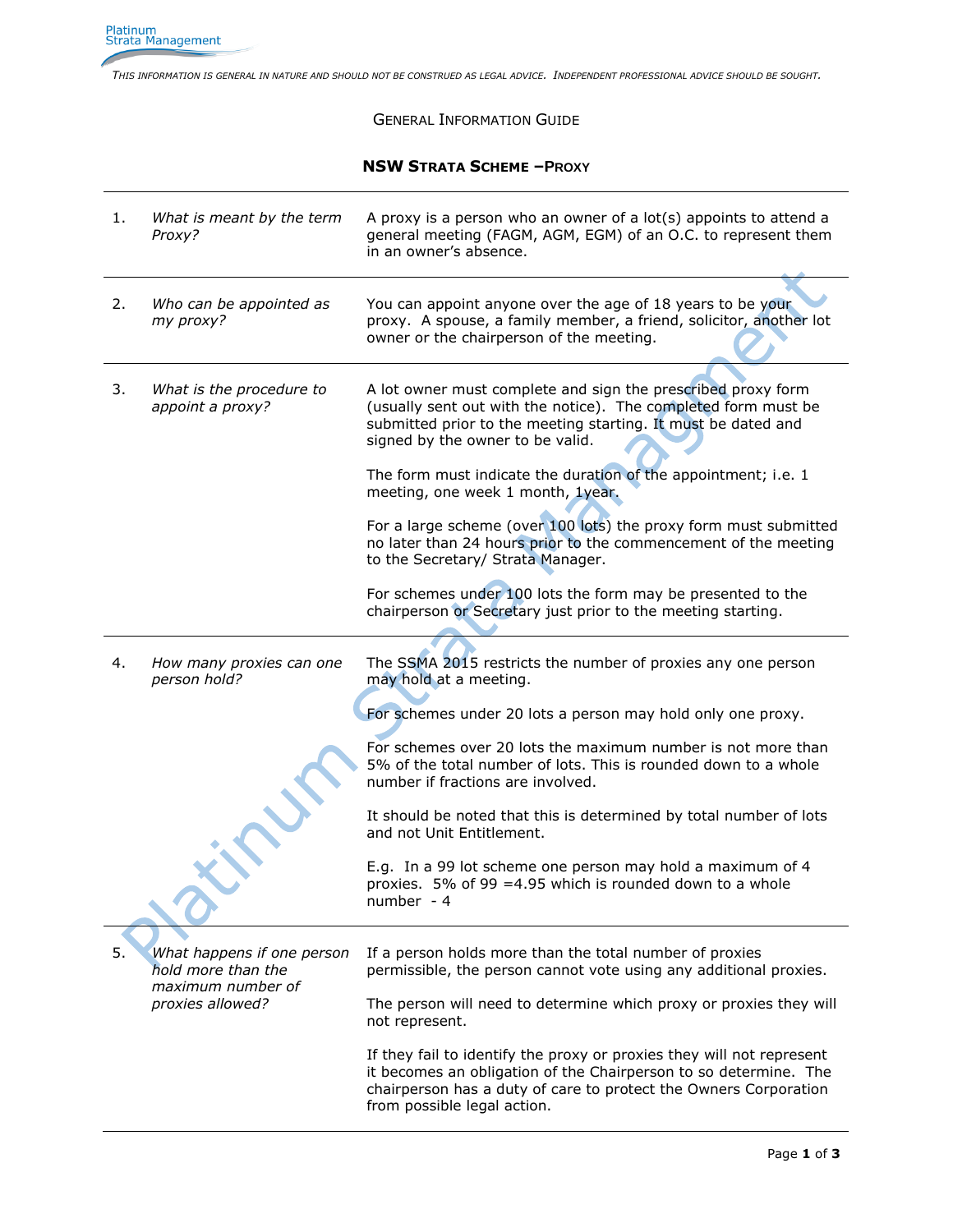*This information is general in nature and should not be construed as legal advice. Independent professional advice should be sought.*

General Information Guide

## NSW Strata Scheme – Proxy

| | | |
|---|---|---|
| 1. | *What is meant by the term Proxy?* | A proxy is a person who an owner of a lot(s) appoints to attend a general meeting (FAGM, AGM, EGM) of an O.C. to represent them in an owner's absence. |
| 2. | *Who can be appointed as my proxy?* | You can appoint anyone over the age of 18 years to be your proxy. A spouse, a family member, a friend, solicitor, another lot owner or the chairperson of the meeting. |
| 3. | *What is the procedure to appoint a proxy?* | A lot owner must complete and sign the prescribed proxy form (usually sent out with the notice). The completed form must be submitted prior to the meeting starting. It must be dated and signed by the owner to be valid.<br><br>The form must indicate the duration of the appointment; i.e. 1 meeting, one week 1 month, 1year.<br><br>For a large scheme (over 100 lots) the proxy form must submitted no later than 24 hours prior to the commencement of the meeting to the Secretary/ Strata Manager.<br><br>For schemes under 100 lots the form may be presented to the chairperson or Secretary just prior to the meeting starting. |
| 4. | *How many proxies can one person hold?* | The SSMA 2015 restricts the number of proxies any one person may hold at a meeting.<br><br>For schemes under 20 lots a person may hold only one proxy.<br><br>For schemes over 20 lots the maximum number is not more than 5% of the total number of lots. This is rounded down to a whole number if fractions are involved.<br><br>It should be noted that this is determined by total number of lots and not Unit Entitlement.<br><br>E.g. In a 99 lot scheme one person may hold a maximum of 4 proxies. 5% of 99 =4.95 which is rounded down to a whole number - 4 |
| 5. | *What happens if one person hold more than the maximum number of proxies allowed?* | If a person holds more than the total number of proxies permissible, the person cannot vote using any additional proxies.<br><br>The person will need to determine which proxy or proxies they will not represent.<br><br>If they fail to identify the proxy or proxies they will not represent it becomes an obligation of the Chairperson to so determine. The chairperson has a duty of care to protect the Owners Corporation from possible legal action. |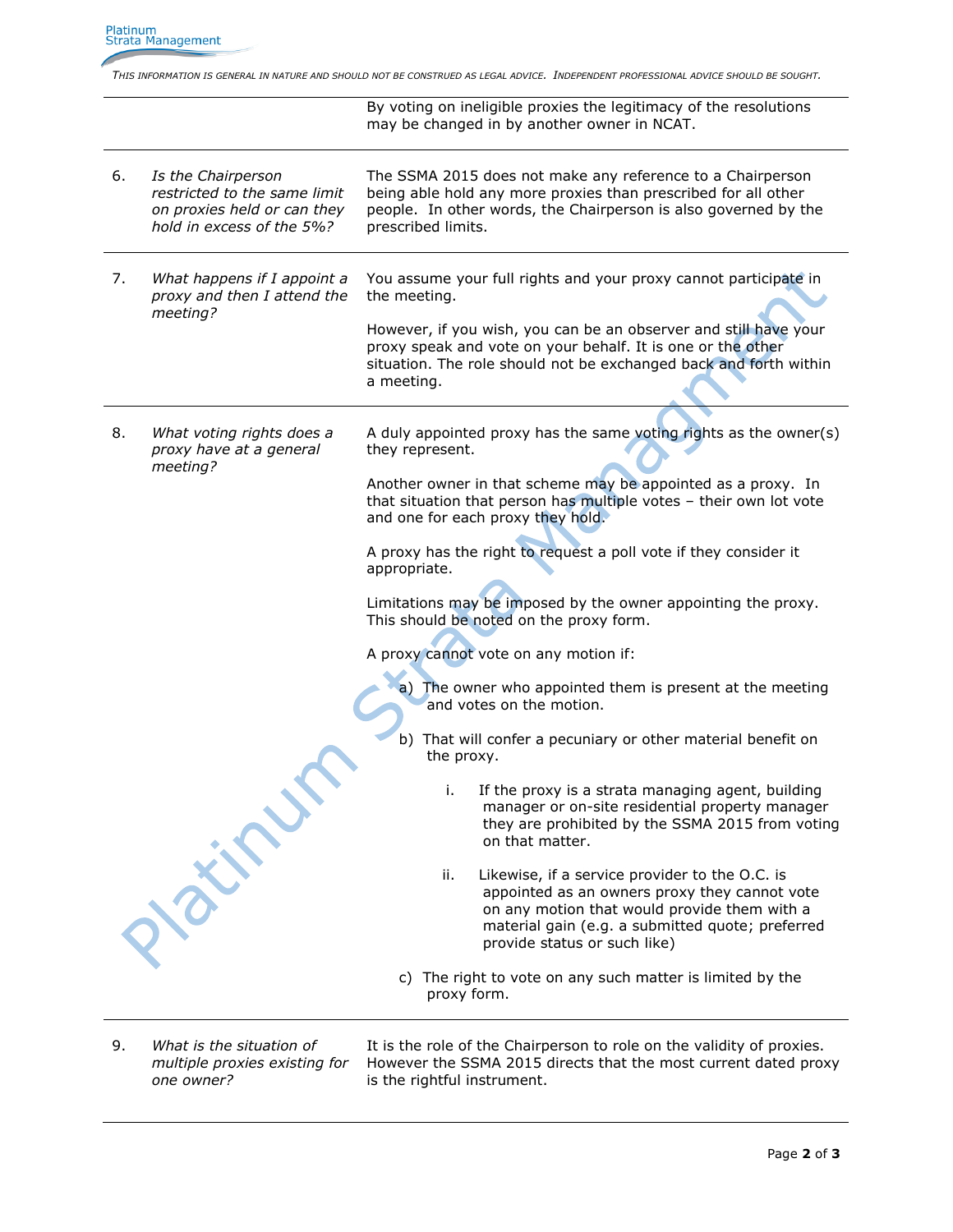| | | |
|---|---|---|
| | | By voting on ineligible proxies the legitimacy of the resolutions may be changed in by another owner in NCAT. |
| 6. | *Is the Chairperson restricted to the same limit on proxies held or can they hold in excess of the 5%?* | The SSMA 2015 does not make any reference to a Chairperson being able hold any more proxies than prescribed for all other people. In other words, the Chairperson is also governed by the prescribed limits. |
| 7. | *What happens if I appoint a proxy and then I attend the meeting?* | You assume your full rights and your proxy cannot participate in the meeting.<br><br>However, if you wish, you can be an observer and still have your proxy speak and vote on your behalf. It is one or the other situation. The role should not be exchanged back and forth within a meeting. |
| 8. | *What voting rights does a proxy have at a general meeting?* | A duly appointed proxy has the same voting rights as the owner(s) they represent.<br><br>Another owner in that scheme may be appointed as a proxy. In that situation that person has multiple votes – their own lot vote and one for each proxy they hold.<br><br>A proxy has the right to request a poll vote if they consider it appropriate.<br><br>Limitations may be imposed by the owner appointing the proxy. This should be noted on the proxy form.<br><br>A proxy cannot vote on any motion if:<br><br>a) The owner who appointed them is present at the meeting and votes on the motion.<br><br>b) That will confer a pecuniary or other material benefit on the proxy.<br><br>i. If the proxy is a strata managing agent, building manager or on-site residential property manager they are prohibited by the SSMA 2015 from voting on that matter.<br><br>ii. Likewise, if a service provider to the O.C. is appointed as an owners proxy they cannot vote on any motion that would provide them with a material gain (e.g. a submitted quote; preferred provide status or such like)<br><br>c) The right to vote on any such matter is limited by the proxy form. |
| 9. | *What is the situation of multiple proxies existing for one owner?* | It is the role of the Chairperson to role on the validity of proxies. However the SSMA 2015 directs that the most current dated proxy is the rightful instrument. |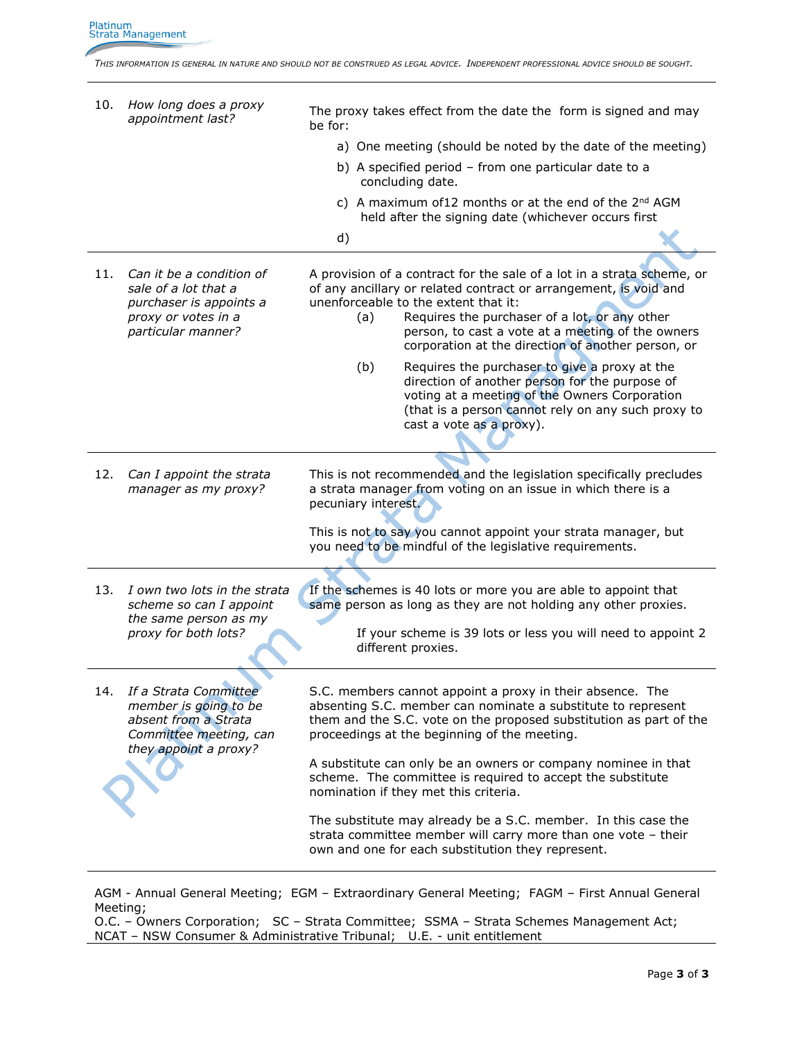*This information is general in nature and should not be construed as legal advice. Independent professional advice should be sought.*

| | | |
|---|---|---|
| 10. | *How long does a proxy appointment last?* | The proxy takes effect from the date the form is signed and may be for:<br>a) One meeting (should be noted by the date of the meeting)<br>b) A specified period – from one particular date to a concluding date.<br>c) A maximum of12 months or at the end of the 2nd AGM held after the signing date (whichever occurs first<br>d) |
| 11. | *Can it be a condition of sale of a lot that a purchaser is appoints a proxy or votes in a particular manner?* | A provision of a contract for the sale of a lot in a strata scheme, or of any ancillary or related contract or arrangement, is void and unenforceable to the extent that it:<br>(a) Requires the purchaser of a lot, or any other person, to cast a vote at a meeting of the owners corporation at the direction of another person, or<br>(b) Requires the purchaser to give a proxy at the direction of another person for the purpose of voting at a meeting of the Owners Corporation (that is a person cannot rely on any such proxy to cast a vote as a proxy). |
| 12. | *Can I appoint the strata manager as my proxy?* | This is not recommended and the legislation specifically precludes a strata manager from voting on an issue in which there is a pecuniary interest.<br><br>This is not to say you cannot appoint your strata manager, but you need to be mindful of the legislative requirements. |
| 13. | *I own two lots in the strata scheme so can I appoint the same person as my proxy for both lots?* | If the schemes is 40 lots or more you are able to appoint that same person as long as they are not holding any other proxies.<br><br>If your scheme is 39 lots or less you will need to appoint 2 different proxies. |
| 14. | *If a Strata Committee member is going to be absent from a Strata Committee meeting, can they appoint a proxy?* | S.C. members cannot appoint a proxy in their absence. The absenting S.C. member can nominate a substitute to represent them and the S.C. vote on the proposed substitution as part of the proceedings at the beginning of the meeting.<br><br>A substitute can only be an owners or company nominee in that scheme. The committee is required to accept the substitute nomination if they met this criteria.<br><br>The substitute may already be a S.C. member. In this case the strata committee member will carry more than one vote – their own and one for each substitution they represent. |

AGM - Annual General Meeting; EGM – Extraordinary General Meeting; FAGM – First Annual General Meeting;
O.C. – Owners Corporation; SC – Strata Committee; SSMA – Strata Schemes Management Act;
NCAT – NSW Consumer & Administrative Tribunal; U.E. - unit entitlement